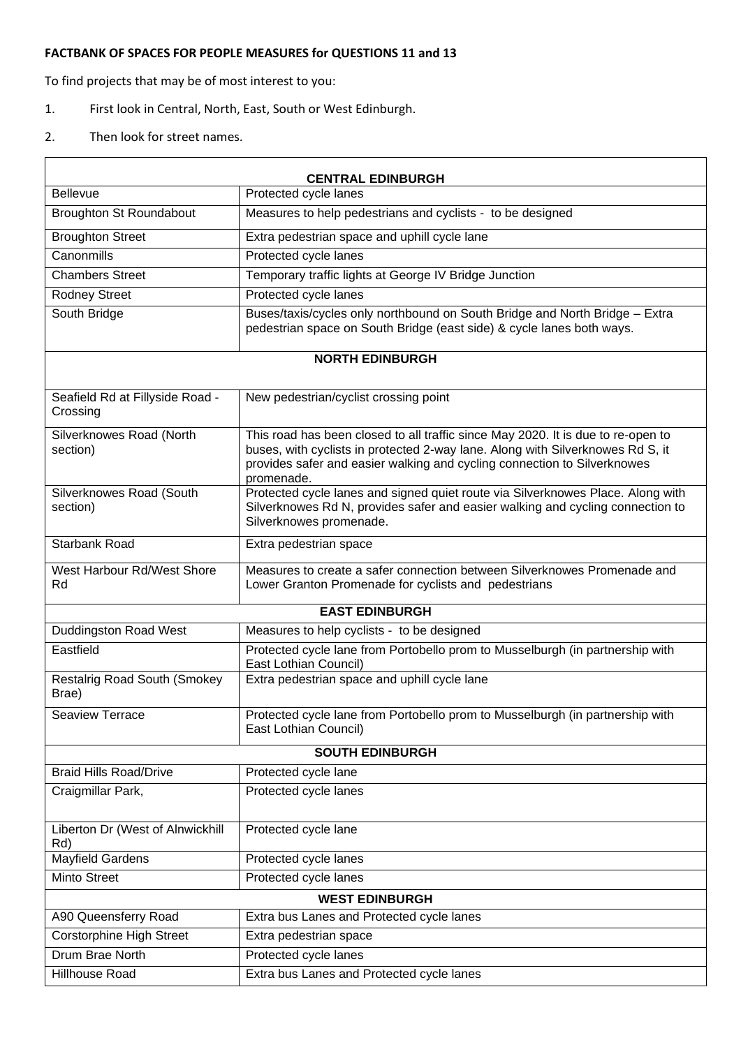**FACTBANK OF SPACES FOR PEOPLE MEASURES for QUESTIONS 11 and 13**

To find projects that may be of most interest to you:

1. First look in Central, North, East, South or West Edinburgh.
2. Then look for street names.

| **CENTRAL EDINBURGH** | |
|---|---|
| Bellevue | Protected cycle lanes |
| Broughton St Roundabout | Measures to help pedestrians and cyclists - to be designed |
| Broughton Street | Extra pedestrian space and uphill cycle lane |
| Canonmills | Protected cycle lanes |
| Chambers Street | Temporary traffic lights at George IV Bridge Junction |
| Rodney Street | Protected cycle lanes |
| South Bridge | Buses/taxis/cycles only northbound on South Bridge and North Bridge – Extra pedestrian space on South Bridge (east side) & cycle lanes both ways. |
| **NORTH EDINBURGH** | |
| Seafield Rd at Fillyside Road - Crossing | New pedestrian/cyclist crossing point |
| Silverknowes Road (North section) | This road has been closed to all traffic since May 2020. It is due to re-open to buses, with cyclists in protected 2-way lane. Along with Silverknowes Rd S, it provides safer and easier walking and cycling connection to Silverknowes promenade. |
| Silverknowes Road (South section) | Protected cycle lanes and signed quiet route via Silverknowes Place. Along with Silverknowes Rd N, provides safer and easier walking and cycling connection to Silverknowes promenade. |
| Starbank Road | Extra pedestrian space |
| West Harbour Rd/West Shore Rd | Measures to create a safer connection between Silverknowes Promenade and Lower Granton Promenade for cyclists and pedestrians |
| **EAST EDINBURGH** | |
| Duddingston Road West | Measures to help cyclists - to be designed |
| Eastfield | Protected cycle lane from Portobello prom to Musselburgh (in partnership with East Lothian Council) |
| Restalrig Road South (Smokey Brae) | Extra pedestrian space and uphill cycle lane |
| Seaview Terrace | Protected cycle lane from Portobello prom to Musselburgh (in partnership with East Lothian Council) |
| **SOUTH EDINBURGH** | |
| Braid Hills Road/Drive | Protected cycle lane |
| Craigmillar Park, | Protected cycle lanes |
| Liberton Dr (West of Alnwickhill Rd) | Protected cycle lane |
| Mayfield Gardens | Protected cycle lanes |
| Minto Street | Protected cycle lanes |
| **WEST EDINBURGH** | |
| A90 Queensferry Road | Extra bus Lanes and Protected cycle lanes |
| Corstorphine High Street | Extra pedestrian space |
| Drum Brae North | Protected cycle lanes |
| Hillhouse Road | Extra bus Lanes and Protected cycle lanes |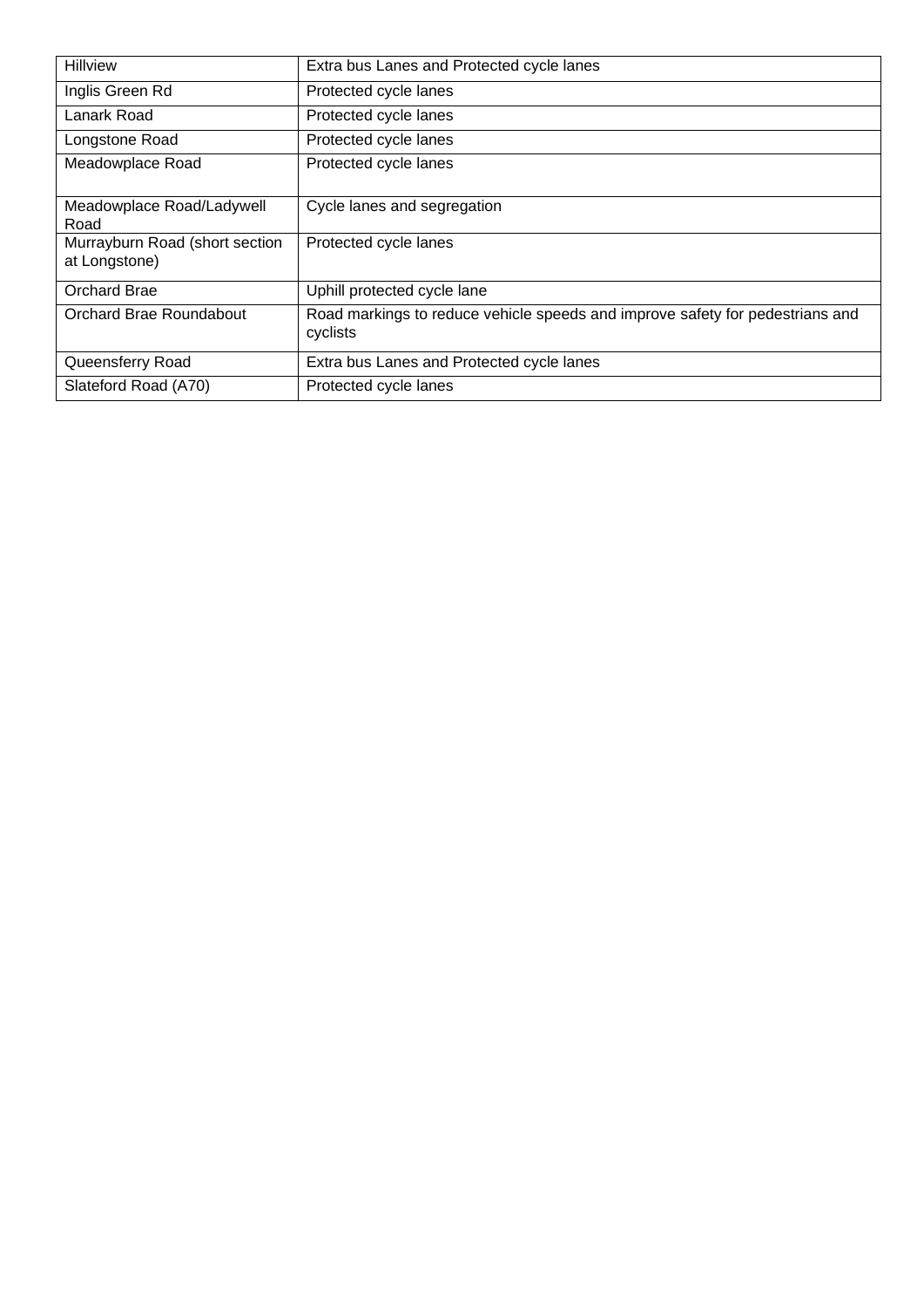| | |
|---|---|
| Hillview | Extra bus Lanes and Protected cycle lanes |
| Inglis Green Rd | Protected cycle lanes |
| Lanark Road | Protected cycle lanes |
| Longstone Road | Protected cycle lanes |
| Meadowplace Road | Protected cycle lanes |
| Meadowplace Road/Ladywell Road | Cycle lanes and segregation |
| Murrayburn Road (short section at Longstone) | Protected cycle lanes |
| Orchard Brae | Uphill protected cycle lane |
| Orchard Brae Roundabout | Road markings to reduce vehicle speeds and improve safety for pedestrians and cyclists |
| Queensferry Road | Extra bus Lanes and Protected cycle lanes |
| Slateford Road (A70) | Protected cycle lanes |